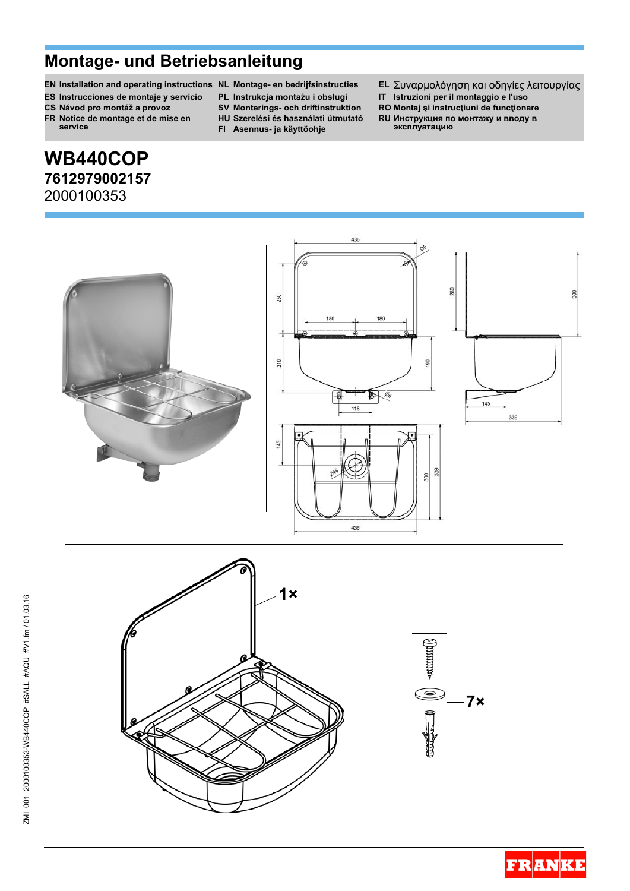# Montage- und Betriebsanleitung

**EN** Installation and operating instructions
**ES** Instrucciones de montaje y servicio
**CS** Návod pro montáž a provoz
**FR** Notice de montage et de mise en service
**NL** Montage- en bedrijfsinstructies
**PL** Instrukcja montażu i obsługi
**SV** Monterings- och driftinstruktion
**HU** Szerelési és használati útmutató
**FI** Asennus- ja käyttöohje
**EL** Συναρμολόγηση και οδηγίες λειτουργίας
**IT** Istruzioni per il montaggio e l'uso
**RO** Montaj şi instrucţiuni de funcţionare
**RU** Инструкция по монтажу и вводу в эксплуатацию

# WB440COP

**7612979002157**

2000100353

436
Ø5
250
180
180
210
190
Ø6
118
280
300
145
339
145
Ø48
300
339
436

1×

7×

ZMI_001_2000100353-WB440COP_#SALL_#AQU_#V1.fm / 01.03.16

FRANKE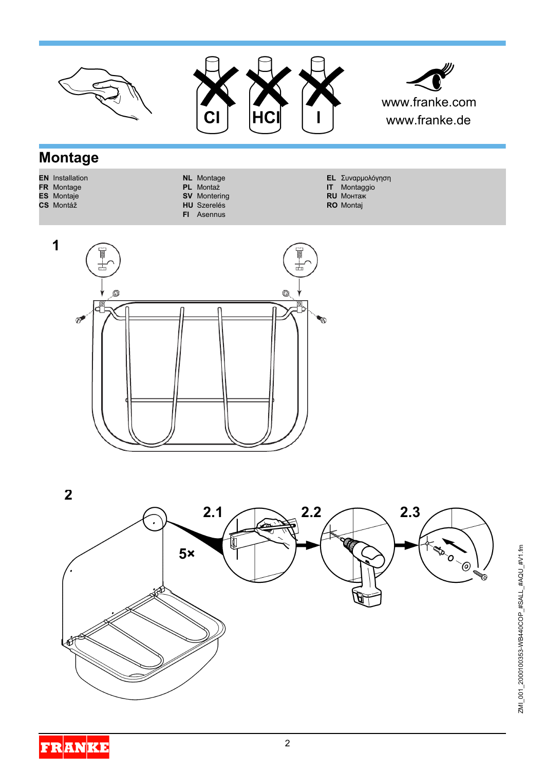Cl HCl I

www.franke.com
www.franke.de

## Montage

**EN** Installation
**FR** Montage
**ES** Montaje
**CS** Montáž
**NL** Montage
**PL** Montaż
**SV** Montering
**HU** Szerelés
**FI** Asennus
**EL** Συναρμολόγηση
**IT** Montaggio
**RU** Монтаж
**RO** Montaj

1

2

2.1

2.2

2.3

5×

ZMI_001_2000100353-WB440COP_#SALL_#AQU_#V1.fm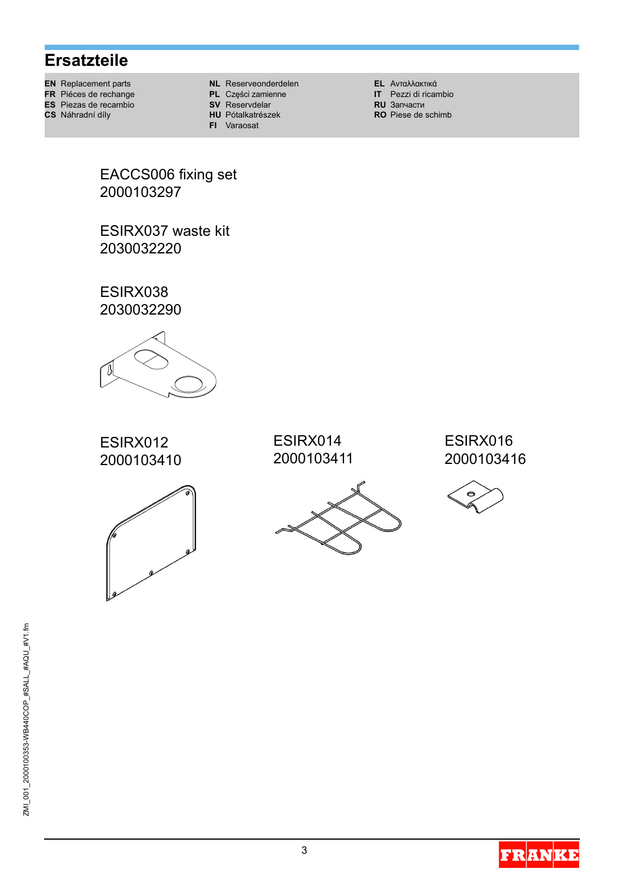# Ersatzteile

**EN** Replacement parts
**FR** Piéces de rechange
**ES** Piezas de recambio
**CS** Náhradní díly
**NL** Reserveonderdelen
**PL** Części zamienne
**SV** Reservdelar
**HU** Pótalkatrészek
**FI** Varaosat
**EL** Ανταλλακτικά
**IT** Pezzi di ricambio
**RU** Запчасти
**RO** Piese de schimb

EACCS006 fixing set
2000103297

ESIRX037 waste kit
2030032220

ESIRX038
2030032290

ESIRX012
2000103410

ESIRX014
2000103411

ESIRX016
2000103416

ZMI_001_2000100353-WB440COP_#SALL_#AQU_#V1.fm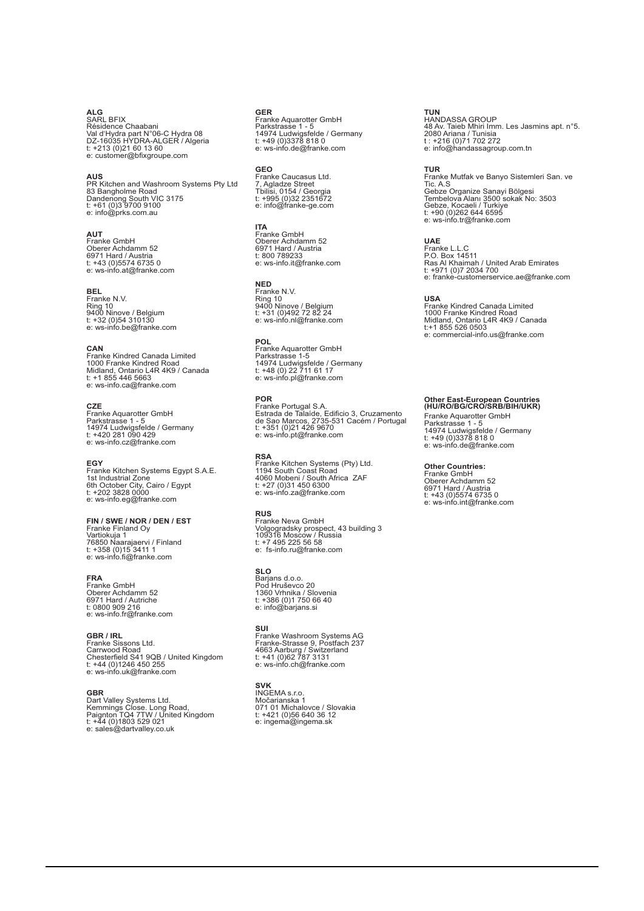**ALG**
SARL BFIX
Résidence Chaabani
Val d'Hydra part N°06-C Hydra 08
DZ-16035 HYDRA-ALGER / Algeria
t: +213 (0)21 60 13 60
e: customer@bfixgroupe.com

**AUS**
PR Kitchen and Washroom Systems Pty Ltd
83 Bangholme Road
Dandenong South VIC 3175
t: +61 (0)3 9700 9100
e: info@prks.com.au

**AUT**
Franke GmbH
Oberer Achdamm 52
6971 Hard / Austria
t: +43 (0)5574 6735 0
e: ws-info.at@franke.com

**BEL**
Franke N.V.
Ring 10
9400 Ninove / Belgium
t: +32 (0)54 310130
e: ws-info.be@franke.com

**CAN**
Franke Kindred Canada Limited
1000 Franke Kindred Road
Midland, Ontario L4R 4K9 / Canada
t: +1 855 446 5663
e: ws-info.ca@franke.com

**CZE**
Franke Aquarotter GmbH
Parkstrasse 1 - 5
14974 Ludwigsfelde / Germany
t: +420 281 090 429
e: ws-info.cz@franke.com

**EGY**
Franke Kitchen Systems Egypt S.A.E.
1st Industrial Zone
6th October City, Cairo / Egypt
t: +202 3828 0000
e: ws-info.eg@franke.com

**FIN / SWE / NOR / DEN / EST**
Franke Finland Oy
Vartiokuja 1
76850 Naarajaervi / Finland
t: +358 (0)15 3411 1
e: ws-info.fi@franke.com

**FRA**
Franke GmbH
Oberer Achdamm 52
6971 Hard / Autriche
t: 0800 909 216
e: ws-info.fr@franke.com

**GBR / IRL**
Franke Sissons Ltd.
Carrwood Road
Chesterfield S41 9QB / United Kingdom
t: +44 (0)1246 450 255
e: ws-info.uk@franke.com

**GBR**
Dart Valley Systems Ltd.
Kemmings Close. Long Road,
Paignton TQ4 7TW / United Kingdom
t: +44 (0)1803 529 021
e: sales@dartvalley.co.uk

**GER**
Franke Aquarotter GmbH
Parkstrasse 1 - 5
14974 Ludwigsfelde / Germany
t: +49 (0)3378 818 0
e: ws-info.de@franke.com

**GEO**
Franke Caucasus Ltd.
7, Agladze Street
Tbilisi, 0154 / Georgia
t: +995 (0)32 2351672
e: info@franke-ge.com

**ITA**
Franke GmbH
Oberer Achdamm 52
6971 Hard / Austria
t: 800 789233
e: ws-info.it@franke.com

**NED**
Franke N.V.
Ring 10
9400 Ninove / Belgium
t: +31 (0)492 72 82 24
e: ws-info.nl@franke.com

**POL**
Franke Aquarotter GmbH
Parkstrasse 1-5
14974 Ludwigsfelde / Germany
t: +48 (0) 22 711 61 17
e: ws-info.pl@franke.com

**POR**
Franke Portugal S.A.
Estrada de Talaíde, Edificio 3, Cruzamento de Sao Marcos, 2735-531 Cacém / Portugal
t: +351 (0)21 426 9670
e: ws-info.pt@franke.com

**RSA**
Franke Kitchen Systems (Pty) Ltd.
1194 South Coast Road
4060 Mobeni / South Africa ZAF
t: +27 (0)31 450 6300
e: ws-info.za@franke.com

**RUS**
Franke Neva GmbH
Volgogradsky prospect, 43 building 3
109316 Moscow / Russia
t: +7 495 225 56 58
e: fs-info.ru@franke.com

**SLO**
Barjans d.o.o.
Pod Hruševco 20
1360 Vrhnika / Slovenia
t: +386 (0)1 750 66 40
e: info@barjans.si

**SUI**
Franke Washroom Systems AG
Franke-Strasse 9, Postfach 237
4663 Aarburg / Switzerland
t: +41 (0)62 787 3131
e: ws-info.ch@franke.com

**SVK**
INGEMA s.r.o.
Močarianska 1
071 01 Michalovce / Slovakia
t: +421 (0)56 640 36 12
e: ingema@ingema.sk

**TUN**
HANDASSA GROUP
48 Av. Taieb Mhiri Imm. Les Jasmins apt. n°5.
2080 Ariana / Tunisia
t : +216 (0)71 702 272
e: info@handassagroup.com.tn

**TUR**
Franke Mutfak ve Banyo Sistemleri San. ve Tic. A.S
Gebze Organize Sanayi Bölgesi
Tembelova Alanı 3500 sokak No: 3503
Gebze, Kocaeli / Turkiye
t: +90 (0)262 644 6595
e: ws-info.tr@franke.com

**UAE**
Franke L.L.C
P.O. Box 14511
Ras Al Khaimah / United Arab Emirates
t: +971 (0)7 2034 700
e: franke-customerservice.ae@franke.com

**USA**
Franke Kindred Canada Limited
1000 Franke Kindred Road
Midland, Ontario L4R 4K9 / Canada
t:+1 855 526 0503
e: commercial-info.us@franke.com

**Other East-European Countries (HU/RO/BG/CRO/SRB/BIH/UKR)**
Franke Aquarotter GmbH
Parkstrasse 1 - 5
14974 Ludwigsfelde / Germany
t: +49 (0)3378 818 0
e: ws-info.de@franke.com

**Other Countries:**
Franke GmbH
Oberer Achdamm 52
6971 Hard / Austria
t: +43 (0)5574 6735 0
e: ws-info.int@franke.com